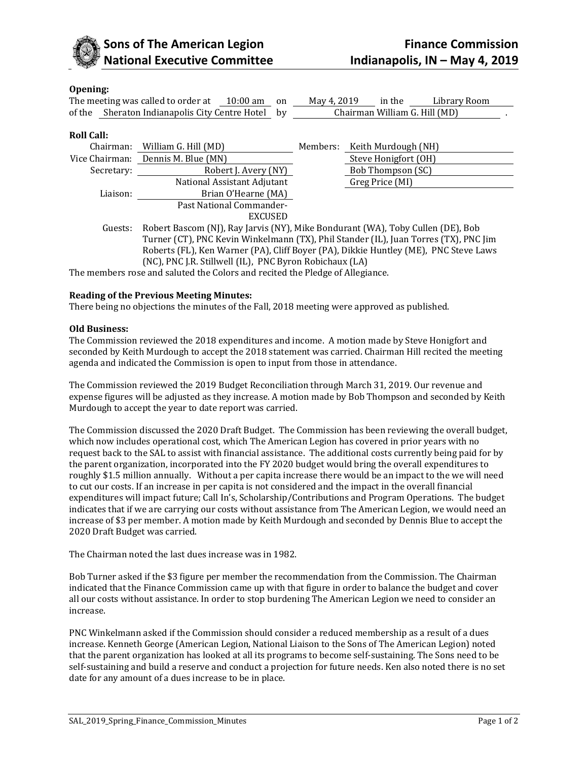# Sons of The American Legion National Executive Committee

# Finance Commission Indianapolis, IN – May 4, 2019

**Opening:**

The meeting was called to order at 10:00 am on May 4, 2019 in the Library Room of the Sheraton Indianapolis City Centre Hotel by Chairman William G. Hill (MD).

**Roll Call:**

| | | | |
|---|---|---|---|
| Chairman: | William G. Hill (MD) | Members: | Keith Murdough (NH) |
| Vice Chairman: | Dennis M. Blue (MN) | | Steve Honigfort (OH) |
| Secretary: | Robert J. Avery (NY) National Assistant Adjutant | | Bob Thompson (SC) |
| | | | Greg Price (MI) |
| Liaison: | Brian O'Hearne (MA) Past National Commander-EXCUSED | | |

Guests: Robert Bascom (NJ), Ray Jarvis (NY), Mike Bondurant (WA), Toby Cullen (DE), Bob Turner (CT), PNC Kevin Winkelmann (TX), Phil Stander (IL), Juan Torres (TX), PNC Jim Roberts (FL), Ken Warner (PA), Cliff Boyer (PA), Dikkie Huntley (ME), PNC Steve Laws (NC), PNC J.R. Stillwell (IL), PNC Byron Robichaux (LA)

The members rose and saluted the Colors and recited the Pledge of Allegiance.

**Reading of the Previous Meeting Minutes:**

There being no objections the minutes of the Fall, 2018 meeting were approved as published.

**Old Business:**

The Commission reviewed the 2018 expenditures and income. A motion made by Steve Honigfort and seconded by Keith Murdough to accept the 2018 statement was carried. Chairman Hill recited the meeting agenda and indicated the Commission is open to input from those in attendance.

The Commission reviewed the 2019 Budget Reconciliation through March 31, 2019. Our revenue and expense figures will be adjusted as they increase. A motion made by Bob Thompson and seconded by Keith Murdough to accept the year to date report was carried.

The Commission discussed the 2020 Draft Budget. The Commission has been reviewing the overall budget, which now includes operational cost, which The American Legion has covered in prior years with no request back to the SAL to assist with financial assistance. The additional costs currently being paid for by the parent organization, incorporated into the FY 2020 budget would bring the overall expenditures to roughly $1.5 million annually. Without a per capita increase there would be an impact to the we will need to cut our costs. If an increase in per capita is not considered and the impact in the overall financial expenditures will impact future; Call In's, Scholarship/Contributions and Program Operations. The budget indicates that if we are carrying our costs without assistance from The American Legion, we would need an increase of $3 per member. A motion made by Keith Murdough and seconded by Dennis Blue to accept the 2020 Draft Budget was carried.

The Chairman noted the last dues increase was in 1982.

Bob Turner asked if the $3 figure per member the recommendation from the Commission. The Chairman indicated that the Finance Commission came up with that figure in order to balance the budget and cover all our costs without assistance. In order to stop burdening The American Legion we need to consider an increase.

PNC Winkelmann asked if the Commission should consider a reduced membership as a result of a dues increase. Kenneth George (American Legion, National Liaison to the Sons of The American Legion) noted that the parent organization has looked at all its programs to become self-sustaining. The Sons need to be self-sustaining and build a reserve and conduct a projection for future needs. Ken also noted there is no set date for any amount of a dues increase to be in place.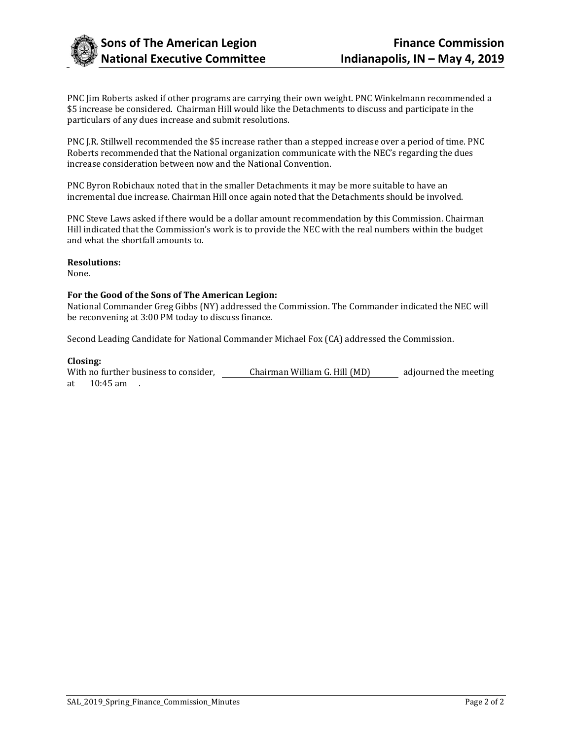PNC Jim Roberts asked if other programs are carrying their own weight. PNC Winkelmann recommended a $5 increase be considered. Chairman Hill would like the Detachments to discuss and participate in the particulars of any dues increase and submit resolutions.

PNC J.R. Stillwell recommended the $5 increase rather than a stepped increase over a period of time. PNC Roberts recommended that the National organization communicate with the NEC's regarding the dues increase consideration between now and the National Convention.

PNC Byron Robichaux noted that in the smaller Detachments it may be more suitable to have an incremental due increase. Chairman Hill once again noted that the Detachments should be involved.

PNC Steve Laws asked if there would be a dollar amount recommendation by this Commission. Chairman Hill indicated that the Commission's work is to provide the NEC with the real numbers within the budget and what the shortfall amounts to.

**Resolutions:**
None.

**For the Good of the Sons of The American Legion:**
National Commander Greg Gibbs (NY) addressed the Commission. The Commander indicated the NEC will be reconvening at 3:00 PM today to discuss finance.

Second Leading Candidate for National Commander Michael Fox (CA) addressed the Commission.

**Closing:**
With no further business to consider, Chairman William G. Hill (MD) adjourned the meeting at 10:45 am .